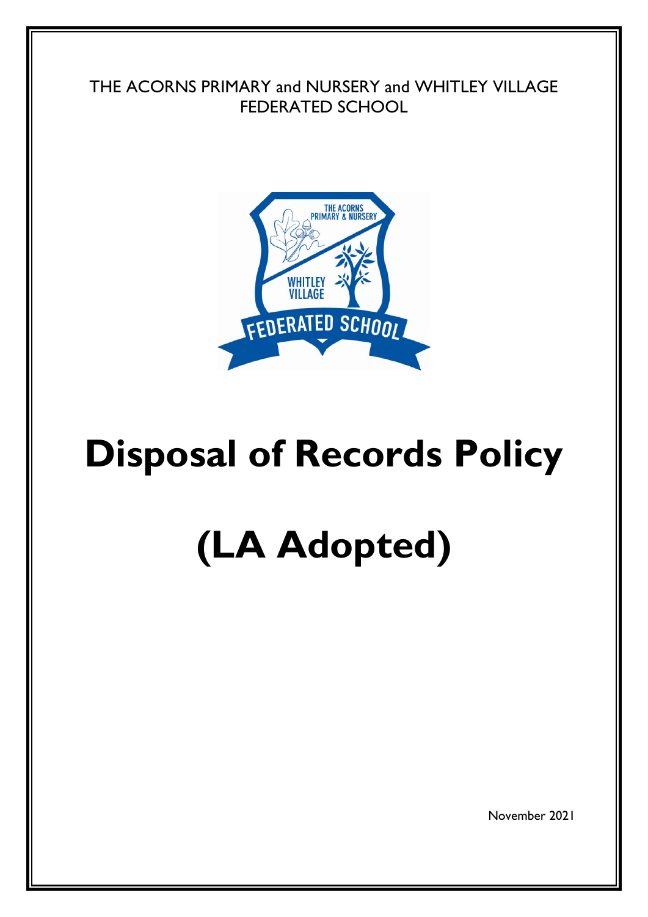THE ACORNS PRIMARY and NURSERY and WHITLEY VILLAGE FEDERATED SCHOOL

# Disposal of Records Policy

# (LA Adopted)

November 2021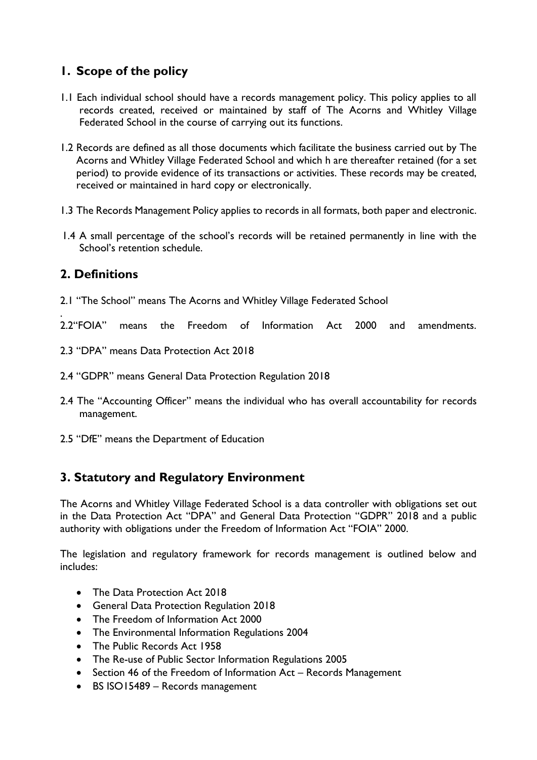## 1. Scope of the policy

1.1 Each individual school should have a records management policy. This policy applies to all records created, received or maintained by staff of The Acorns and Whitley Village Federated School in the course of carrying out its functions.

1.2 Records are defined as all those documents which facilitate the business carried out by The Acorns and Whitley Village Federated School and which h are thereafter retained (for a set period) to provide evidence of its transactions or activities. These records may be created, received or maintained in hard copy or electronically.

1.3 The Records Management Policy applies to records in all formats, both paper and electronic.

1.4 A small percentage of the school's records will be retained permanently in line with the School's retention schedule.

## 2. Definitions

2.1 "The School" means The Acorns and Whitley Village Federated School

.
2.2"FOIA" means the Freedom of Information Act 2000 and amendments.

2.3 "DPA" means Data Protection Act 2018

2.4 "GDPR" means General Data Protection Regulation 2018

2.4 The "Accounting Officer" means the individual who has overall accountability for records management.

2.5 "DfE" means the Department of Education

## 3. Statutory and Regulatory Environment

The Acorns and Whitley Village Federated School is a data controller with obligations set out in the Data Protection Act "DPA" and General Data Protection "GDPR" 2018 and a public authority with obligations under the Freedom of Information Act "FOIA" 2000.

The legislation and regulatory framework for records management is outlined below and includes:

- The Data Protection Act 2018
- General Data Protection Regulation 2018
- The Freedom of Information Act 2000
- The Environmental Information Regulations 2004
- The Public Records Act 1958
- The Re-use of Public Sector Information Regulations 2005
- Section 46 of the Freedom of Information Act – Records Management
- BS ISO15489 – Records management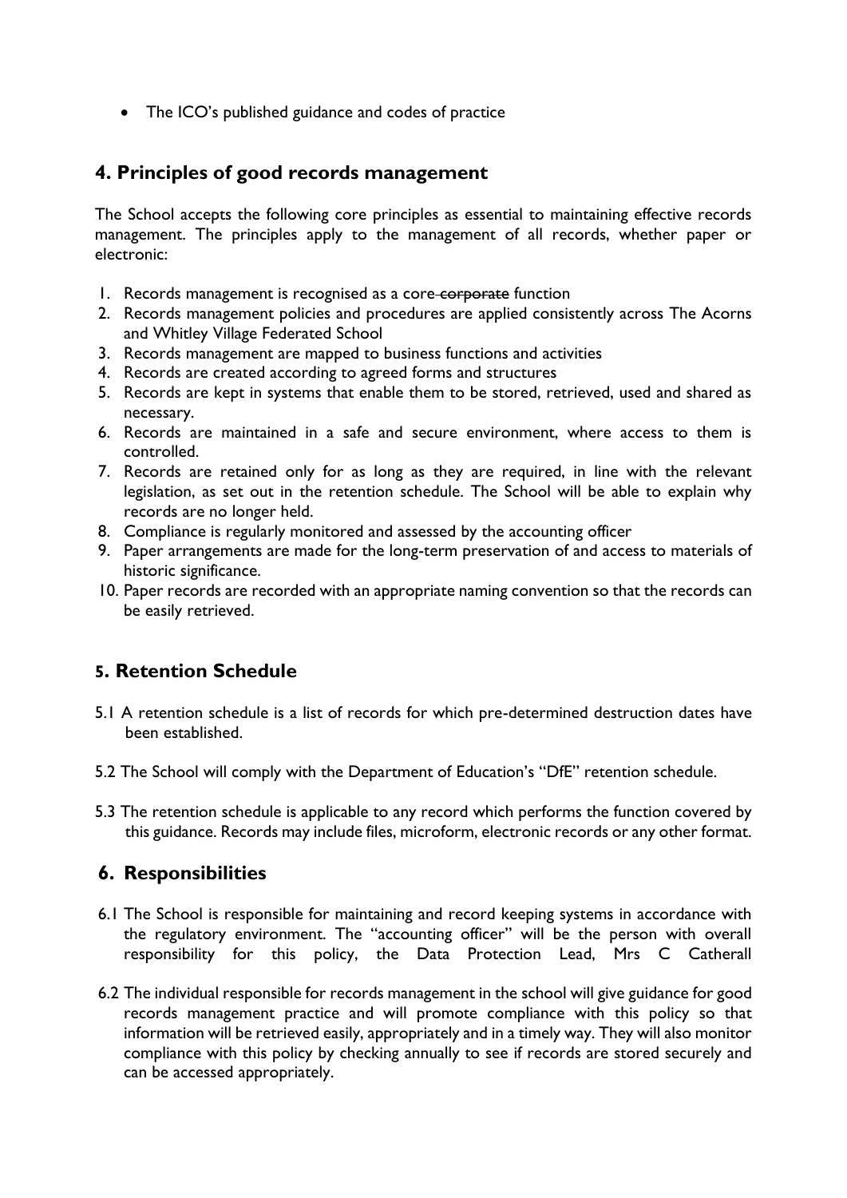- The ICO's published guidance and codes of practice

## 4. Principles of good records management

The School accepts the following core principles as essential to maintaining effective records management. The principles apply to the management of all records, whether paper or electronic:

1. Records management is recognised as a core ~~corporate~~ function
2. Records management policies and procedures are applied consistently across The Acorns and Whitley Village Federated School
3. Records management are mapped to business functions and activities
4. Records are created according to agreed forms and structures
5. Records are kept in systems that enable them to be stored, retrieved, used and shared as necessary.
6. Records are maintained in a safe and secure environment, where access to them is controlled.
7. Records are retained only for as long as they are required, in line with the relevant legislation, as set out in the retention schedule. The School will be able to explain why records are no longer held.
8. Compliance is regularly monitored and assessed by the accounting officer
9. Paper arrangements are made for the long-term preservation of and access to materials of historic significance.
10. Paper records are recorded with an appropriate naming convention so that the records can be easily retrieved.

## 5. Retention Schedule

5.1 A retention schedule is a list of records for which pre-determined destruction dates have been established.

5.2 The School will comply with the Department of Education's "DfE" retention schedule.

5.3 The retention schedule is applicable to any record which performs the function covered by this guidance. Records may include files, microform, electronic records or any other format.

## 6. Responsibilities

6.1 The School is responsible for maintaining and record keeping systems in accordance with the regulatory environment. The "accounting officer" will be the person with overall responsibility for this policy, the Data Protection Lead, Mrs C Catherall

6.2 The individual responsible for records management in the school will give guidance for good records management practice and will promote compliance with this policy so that information will be retrieved easily, appropriately and in a timely way. They will also monitor compliance with this policy by checking annually to see if records are stored securely and can be accessed appropriately.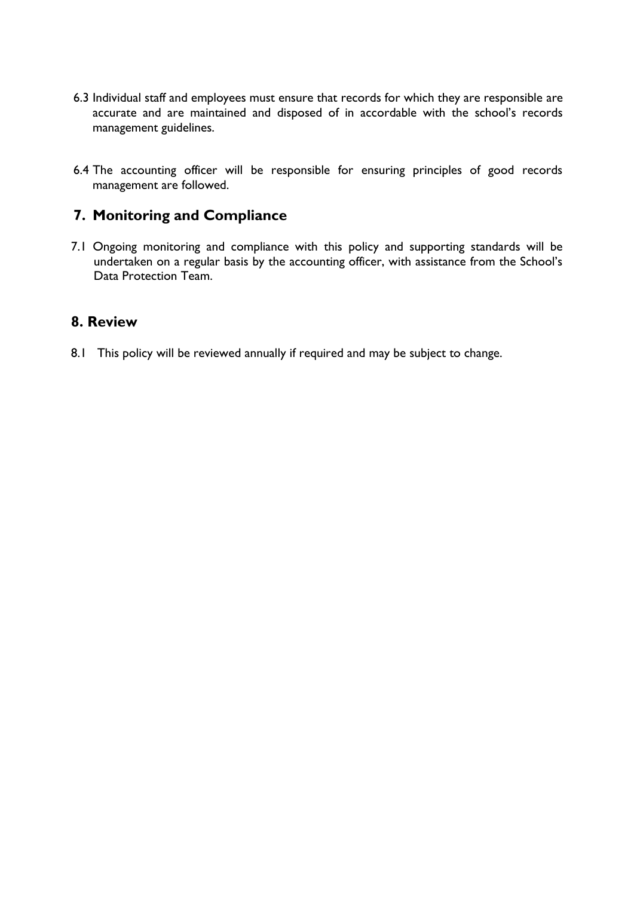6.3 Individual staff and employees must ensure that records for which they are responsible are accurate and are maintained and disposed of in accordable with the school's records management guidelines.

6.4 The accounting officer will be responsible for ensuring principles of good records management are followed.

## 7. Monitoring and Compliance

7.1 Ongoing monitoring and compliance with this policy and supporting standards will be undertaken on a regular basis by the accounting officer, with assistance from the School's Data Protection Team.

## 8. Review

8.1 This policy will be reviewed annually if required and may be subject to change.